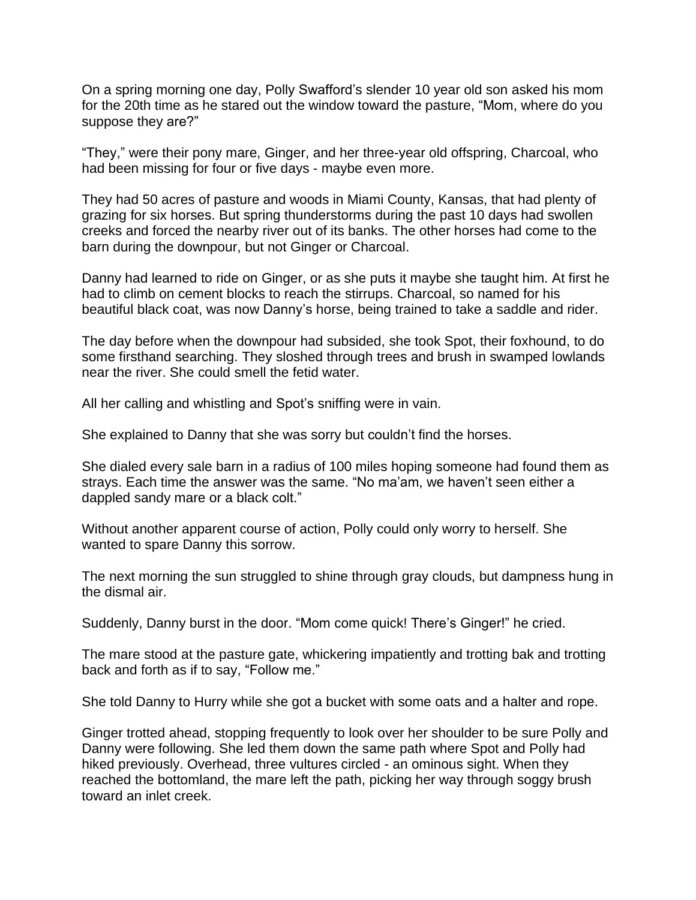On a spring morning one day, Polly Swafford's slender 10 year old son asked his mom for the 20th time as he stared out the window toward the pasture, "Mom, where do you suppose they are?"

"They," were their pony mare, Ginger, and her three-year old offspring, Charcoal, who had been missing for four or five days - maybe even more.

They had 50 acres of pasture and woods in Miami County, Kansas, that had plenty of grazing for six horses. But spring thunderstorms during the past 10 days had swollen creeks and forced the nearby river out of its banks. The other horses had come to the barn during the downpour, but not Ginger or Charcoal.

Danny had learned to ride on Ginger, or as she puts it maybe she taught him. At first he had to climb on cement blocks to reach the stirrups. Charcoal, so named for his beautiful black coat, was now Danny's horse, being trained to take a saddle and rider.

The day before when the downpour had subsided, she took Spot, their foxhound, to do some firsthand searching. They sloshed through trees and brush in swamped lowlands near the river. She could smell the fetid water.

All her calling and whistling and Spot's sniffing were in vain.

She explained to Danny that she was sorry but couldn't find the horses.

She dialed every sale barn in a radius of 100 miles hoping someone had found them as strays. Each time the answer was the same. "No ma'am, we haven't seen either a dappled sandy mare or a black colt."

Without another apparent course of action, Polly could only worry to herself. She wanted to spare Danny this sorrow.

The next morning the sun struggled to shine through gray clouds, but dampness hung in the dismal air.

Suddenly, Danny burst in the door. "Mom come quick! There's Ginger!" he cried.

The mare stood at the pasture gate, whickering impatiently and trotting bak and trotting back and forth as if to say, "Follow me."

She told Danny to Hurry while she got a bucket with some oats and a halter and rope.

Ginger trotted ahead, stopping frequently to look over her shoulder to be sure Polly and Danny were following. She led them down the same path where Spot and Polly had hiked previously. Overhead, three vultures circled - an ominous sight. When they reached the bottomland, the mare left the path, picking her way through soggy brush toward an inlet creek.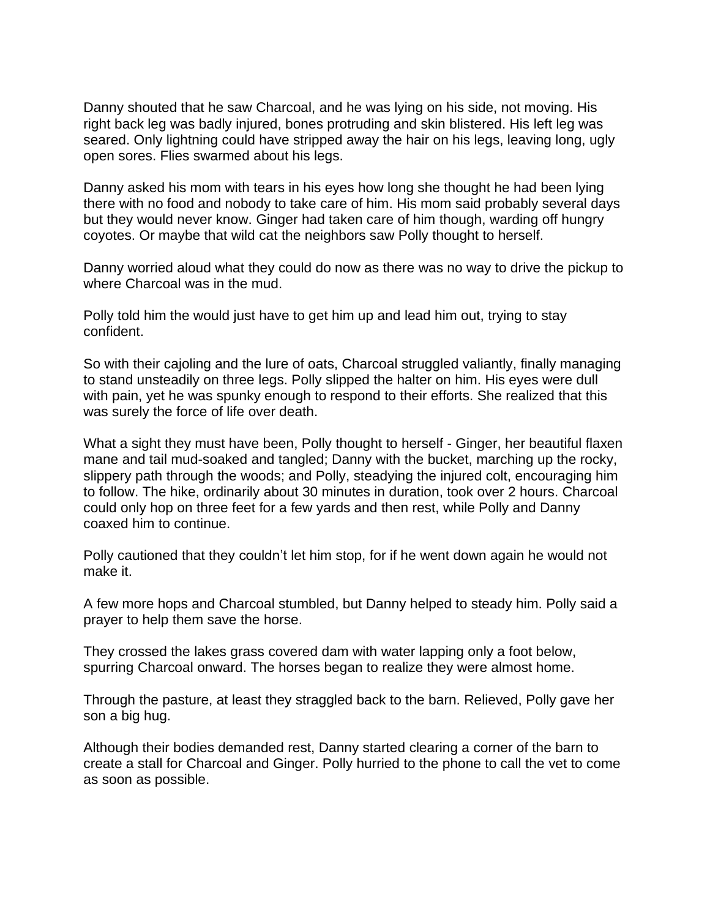Danny shouted that he saw Charcoal, and he was lying on his side, not moving. His right back leg was badly injured, bones protruding and skin blistered. His left leg was seared. Only lightning could have stripped away the hair on his legs, leaving long, ugly open sores. Flies swarmed about his legs.

Danny asked his mom with tears in his eyes how long she thought he had been lying there with no food and nobody to take care of him. His mom said probably several days but they would never know. Ginger had taken care of him though, warding off hungry coyotes. Or maybe that wild cat the neighbors saw Polly thought to herself.

Danny worried aloud what they could do now as there was no way to drive the pickup to where Charcoal was in the mud.

Polly told him the would just have to get him up and lead him out, trying to stay confident.

So with their cajoling and the lure of oats, Charcoal struggled valiantly, finally managing to stand unsteadily on three legs. Polly slipped the halter on him. His eyes were dull with pain, yet he was spunky enough to respond to their efforts. She realized that this was surely the force of life over death.

What a sight they must have been, Polly thought to herself - Ginger, her beautiful flaxen mane and tail mud-soaked and tangled; Danny with the bucket, marching up the rocky, slippery path through the woods; and Polly, steadying the injured colt, encouraging him to follow. The hike, ordinarily about 30 minutes in duration, took over 2 hours. Charcoal could only hop on three feet for a few yards and then rest, while Polly and Danny coaxed him to continue.

Polly cautioned that they couldn't let him stop, for if he went down again he would not make it.

A few more hops and Charcoal stumbled, but Danny helped to steady him. Polly said a prayer to help them save the horse.

They crossed the lakes grass covered dam with water lapping only a foot below, spurring Charcoal onward. The horses began to realize they were almost home.

Through the pasture, at least they straggled back to the barn. Relieved, Polly gave her son a big hug.

Although their bodies demanded rest, Danny started clearing a corner of the barn to create a stall for Charcoal and Ginger. Polly hurried to the phone to call the vet to come as soon as possible.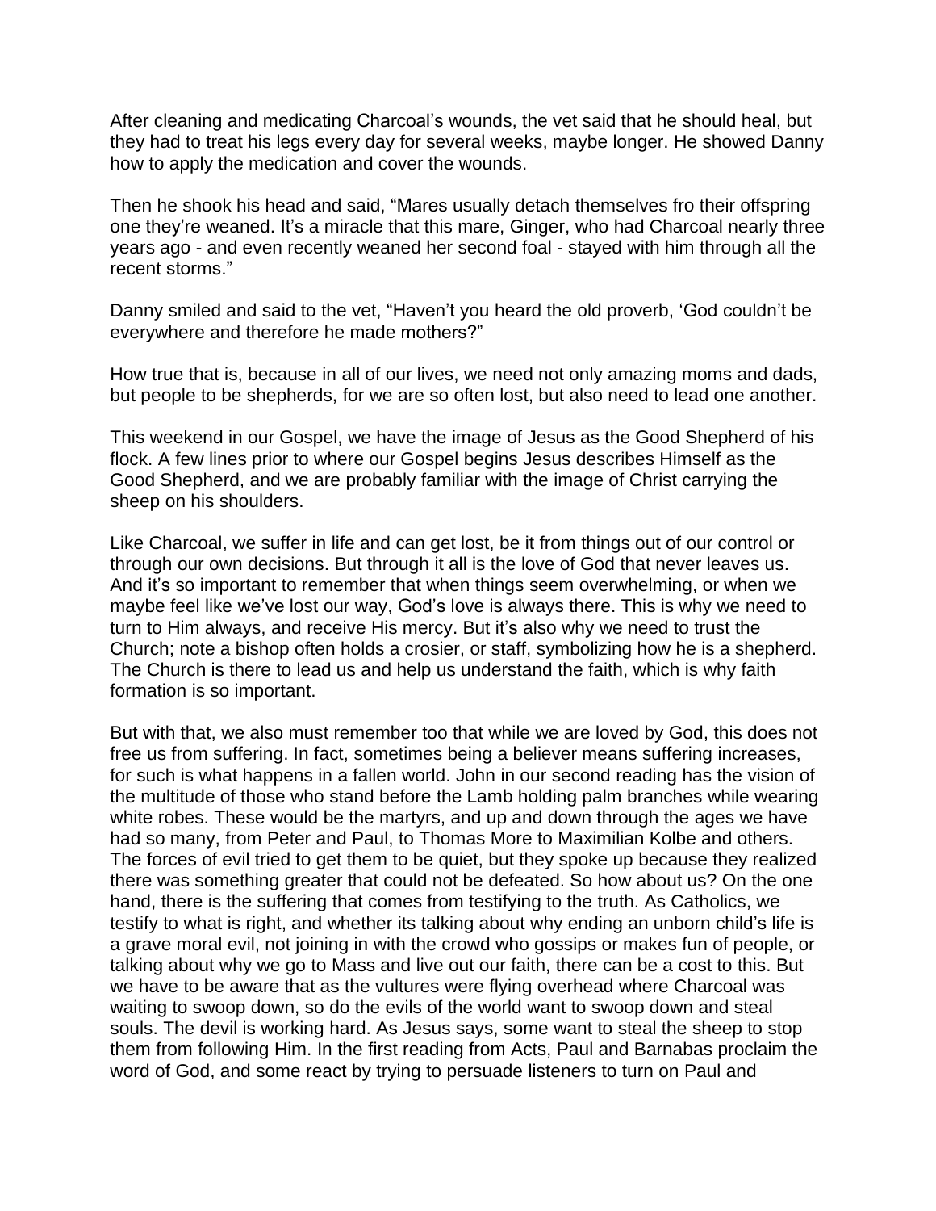After cleaning and medicating Charcoal's wounds, the vet said that he should heal, but they had to treat his legs every day for several weeks, maybe longer. He showed Danny how to apply the medication and cover the wounds.

Then he shook his head and said, "Mares usually detach themselves fro their offspring one they're weaned. It's a miracle that this mare, Ginger, who had Charcoal nearly three years ago - and even recently weaned her second foal - stayed with him through all the recent storms."

Danny smiled and said to the vet, "Haven't you heard the old proverb, 'God couldn't be everywhere and therefore he made mothers?"

How true that is, because in all of our lives, we need not only amazing moms and dads, but people to be shepherds, for we are so often lost, but also need to lead one another.

This weekend in our Gospel, we have the image of Jesus as the Good Shepherd of his flock. A few lines prior to where our Gospel begins Jesus describes Himself as the Good Shepherd, and we are probably familiar with the image of Christ carrying the sheep on his shoulders.

Like Charcoal, we suffer in life and can get lost, be it from things out of our control or through our own decisions. But through it all is the love of God that never leaves us. And it's so important to remember that when things seem overwhelming, or when we maybe feel like we've lost our way, God's love is always there. This is why we need to turn to Him always, and receive His mercy. But it's also why we need to trust the Church; note a bishop often holds a crosier, or staff, symbolizing how he is a shepherd. The Church is there to lead us and help us understand the faith, which is why faith formation is so important.

But with that, we also must remember too that while we are loved by God, this does not free us from suffering. In fact, sometimes being a believer means suffering increases, for such is what happens in a fallen world. John in our second reading has the vision of the multitude of those who stand before the Lamb holding palm branches while wearing white robes. These would be the martyrs, and up and down through the ages we have had so many, from Peter and Paul, to Thomas More to Maximilian Kolbe and others. The forces of evil tried to get them to be quiet, but they spoke up because they realized there was something greater that could not be defeated. So how about us? On the one hand, there is the suffering that comes from testifying to the truth. As Catholics, we testify to what is right, and whether its talking about why ending an unborn child's life is a grave moral evil, not joining in with the crowd who gossips or makes fun of people, or talking about why we go to Mass and live out our faith, there can be a cost to this. But we have to be aware that as the vultures were flying overhead where Charcoal was waiting to swoop down, so do the evils of the world want to swoop down and steal souls. The devil is working hard. As Jesus says, some want to steal the sheep to stop them from following Him. In the first reading from Acts, Paul and Barnabas proclaim the word of God, and some react by trying to persuade listeners to turn on Paul and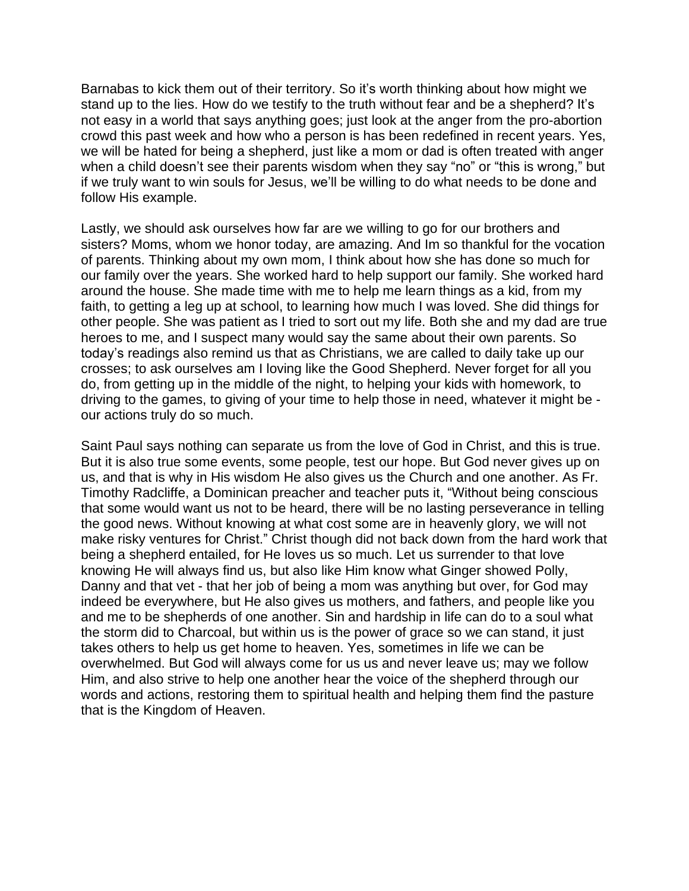Barnabas to kick them out of their territory. So it's worth thinking about how might we stand up to the lies. How do we testify to the truth without fear and be a shepherd? It's not easy in a world that says anything goes; just look at the anger from the pro-abortion crowd this past week and how who a person is has been redefined in recent years. Yes, we will be hated for being a shepherd, just like a mom or dad is often treated with anger when a child doesn't see their parents wisdom when they say "no" or "this is wrong," but if we truly want to win souls for Jesus, we'll be willing to do what needs to be done and follow His example.

Lastly, we should ask ourselves how far are we willing to go for our brothers and sisters? Moms, whom we honor today, are amazing. And Im so thankful for the vocation of parents. Thinking about my own mom, I think about how she has done so much for our family over the years. She worked hard to help support our family. She worked hard around the house. She made time with me to help me learn things as a kid, from my faith, to getting a leg up at school, to learning how much I was loved. She did things for other people. She was patient as I tried to sort out my life. Both she and my dad are true heroes to me, and I suspect many would say the same about their own parents. So today's readings also remind us that as Christians, we are called to daily take up our crosses; to ask ourselves am I loving like the Good Shepherd. Never forget for all you do, from getting up in the middle of the night, to helping your kids with homework, to driving to the games, to giving of your time to help those in need, whatever it might be - our actions truly do so much.

Saint Paul says nothing can separate us from the love of God in Christ, and this is true. But it is also true some events, some people, test our hope. But God never gives up on us, and that is why in His wisdom He also gives us the Church and one another. As Fr. Timothy Radcliffe, a Dominican preacher and teacher puts it, "Without being conscious that some would want us not to be heard, there will be no lasting perseverance in telling the good news. Without knowing at what cost some are in heavenly glory, we will not make risky ventures for Christ." Christ though did not back down from the hard work that being a shepherd entailed, for He loves us so much. Let us surrender to that love knowing He will always find us, but also like Him know what Ginger showed Polly, Danny and that vet - that her job of being a mom was anything but over, for God may indeed be everywhere, but He also gives us mothers, and fathers, and people like you and me to be shepherds of one another. Sin and hardship in life can do to a soul what the storm did to Charcoal, but within us is the power of grace so we can stand, it just takes others to help us get home to heaven. Yes, sometimes in life we can be overwhelmed. But God will always come for us us and never leave us; may we follow Him, and also strive to help one another hear the voice of the shepherd through our words and actions, restoring them to spiritual health and helping them find the pasture that is the Kingdom of Heaven.